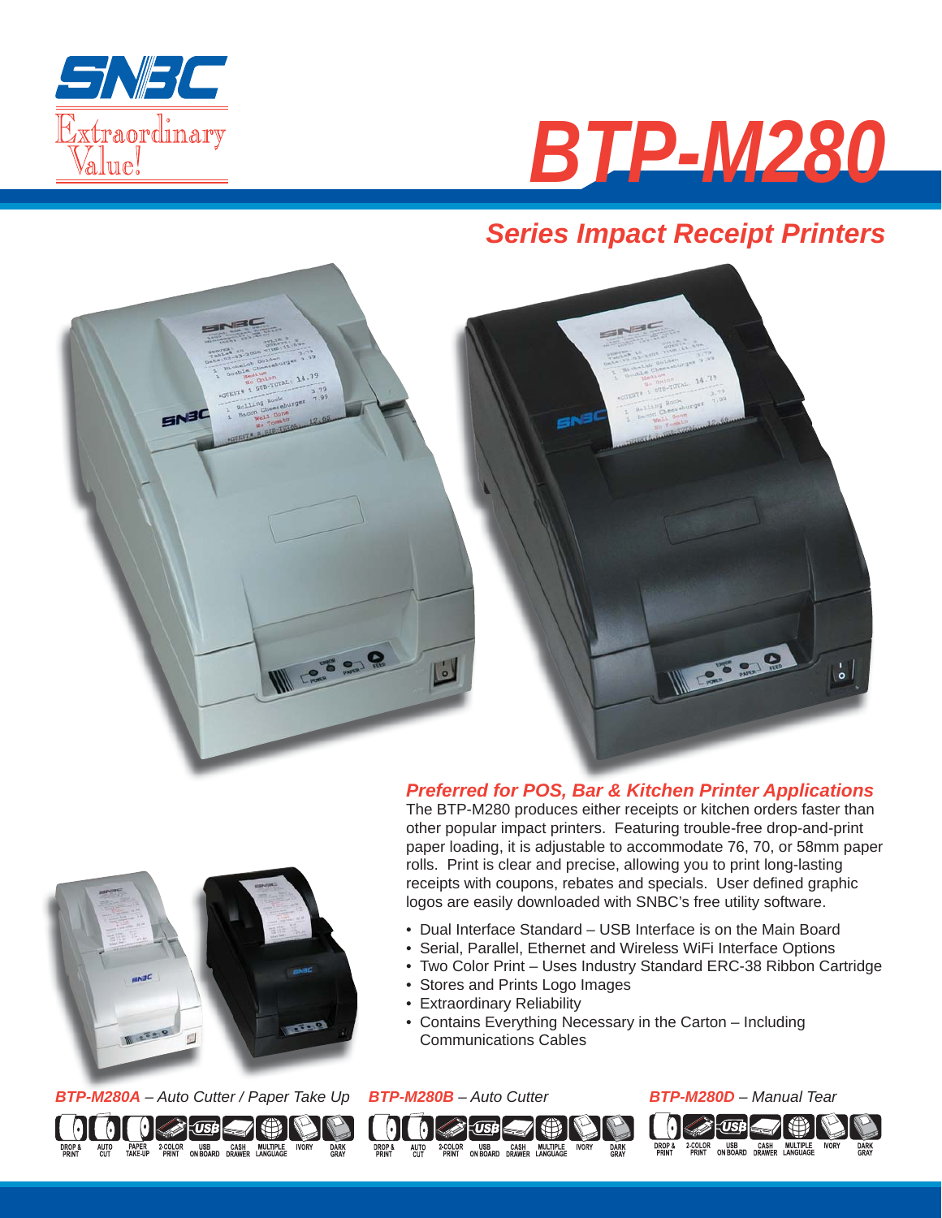# BTP-M280

## Series Impact Receipt Printers

### Preferred for POS, Bar & Kitchen Printer Applications

The BTP-M280 produces either receipts or kitchen orders faster than other popular impact printers. Featuring trouble-free drop-and-print paper loading, it is adjustable to accommodate 76, 70, or 58mm paper rolls. Print is clear and precise, allowing you to print long-lasting receipts with coupons, rebates and specials. User defined graphic logos are easily downloaded with SNBC's free utility software.

- Dual Interface Standard – USB Interface is on the Main Board
- Serial, Parallel, Ethernet and Wireless WiFi Interface Options
- Two Color Print – Uses Industry Standard ERC-38 Ribbon Cartridge
- Stores and Prints Logo Images
- Extraordinary Reliability
- Contains Everything Necessary in the Carton – Including Communications Cables

***BTP-M280A*** *– Auto Cutter / Paper Take Up*

DROP & PRINT | AUTO CUT | PAPER TAKE-UP | 2-COLOR PRINT | USB ON BOARD | CASH DRAWER | MULTIPLE LANGUAGE | IVORY | DARK GRAY

***BTP-M280B*** *– Auto Cutter*

DROP & PRINT | AUTO CUT | 2-COLOR PRINT | USB ON BOARD | CASH DRAWER | MULTIPLE LANGUAGE | IVORY | DARK GRAY

***BTP-M280D*** *– Manual Tear*

DROP & PRINT | 2-COLOR PRINT | USB ON BOARD | CASH DRAWER | MULTIPLE LANGUAGE | IVORY | DARK GRAY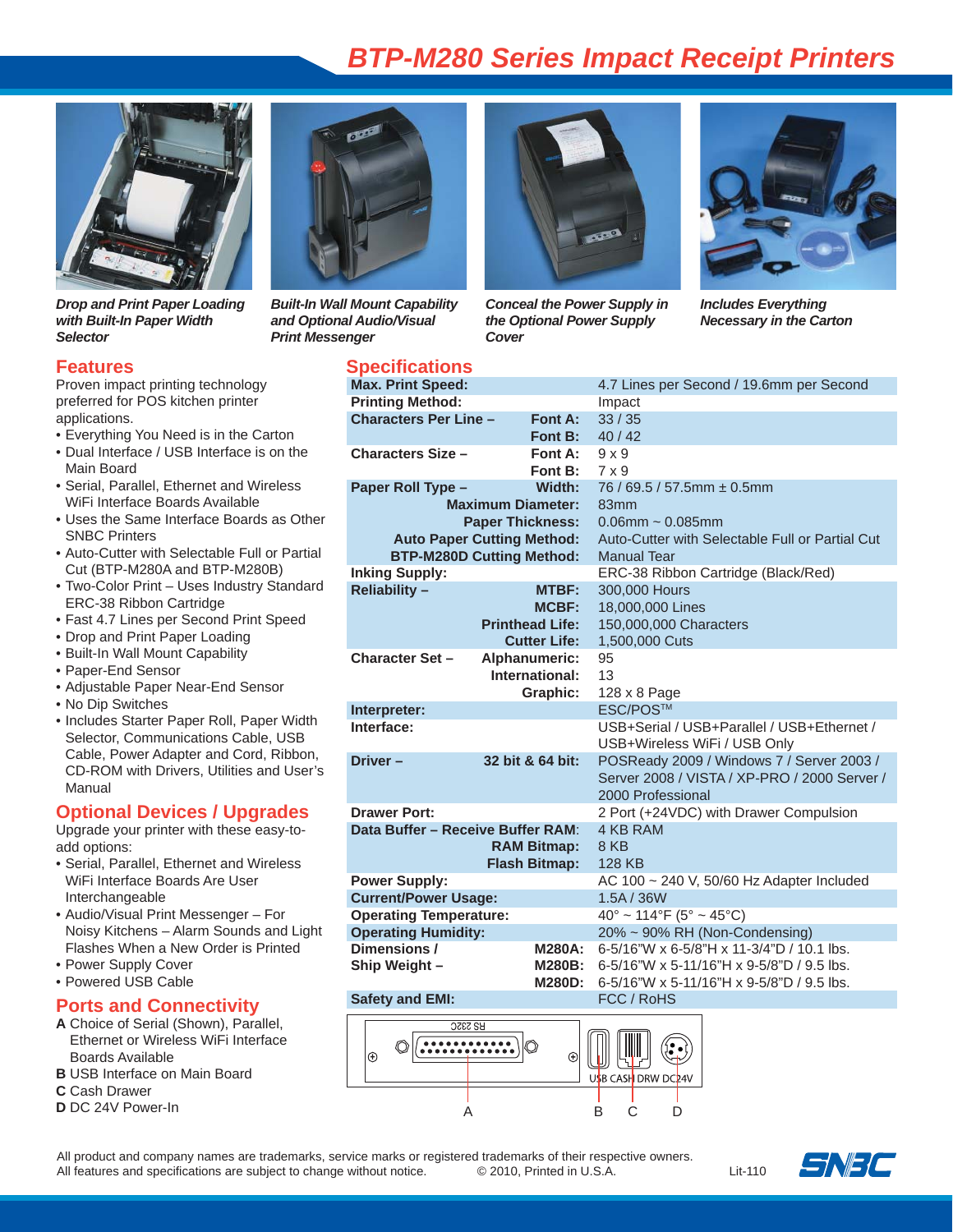# BTP-M280 Series Impact Receipt Printers

*Drop and Print Paper Loading with Built-In Paper Width Selector*

*Built-In Wall Mount Capability and Optional Audio/Visual Print Messenger*

*Conceal the Power Supply in the Optional Power Supply Cover*

*Includes Everything Necessary in the Carton*

## Features

Proven impact printing technology preferred for POS kitchen printer applications.

- Everything You Need is in the Carton
- Dual Interface / USB Interface is on the Main Board
- Serial, Parallel, Ethernet and Wireless WiFi Interface Boards Available
- Uses the Same Interface Boards as Other SNBC Printers
- Auto-Cutter with Selectable Full or Partial Cut (BTP-M280A and BTP-M280B)
- Two-Color Print – Uses Industry Standard ERC-38 Ribbon Cartridge
- Fast 4.7 Lines per Second Print Speed
- Drop and Print Paper Loading
- Built-In Wall Mount Capability
- Paper-End Sensor
- Adjustable Paper Near-End Sensor
- No Dip Switches
- Includes Starter Paper Roll, Paper Width Selector, Communications Cable, USB Cable, Power Adapter and Cord, Ribbon, CD-ROM with Drivers, Utilities and User's Manual

## Optional Devices / Upgrades

Upgrade your printer with these easy-to-add options:

- Serial, Parallel, Ethernet and Wireless WiFi Interface Boards Are User Interchangeable
- Audio/Visual Print Messenger – For Noisy Kitchens – Alarm Sounds and Light Flashes When a New Order is Printed
- Power Supply Cover
- Powered USB Cable

## Ports and Connectivity

**A** Choice of Serial (Shown), Parallel, Ethernet or Wireless WiFi Interface Boards Available
**B** USB Interface on Main Board
**C** Cash Drawer
**D** DC 24V Power-In

## Specifications

| | | |
|---|---|---|
| **Max. Print Speed:** | | 4.7 Lines per Second / 19.6mm per Second |
| **Printing Method:** | | Impact |
| **Characters Per Line –** | **Font A:** | 33 / 35 |
| | **Font B:** | 40 / 42 |
| **Characters Size –** | **Font A:** | 9 x 9 |
| | **Font B:** | 7 x 9 |
| **Paper Roll Type –** | **Width:** | 76 / 69.5 / 57.5mm ± 0.5mm |
| | **Maximum Diameter:** | 83mm |
| | **Paper Thickness:** | 0.06mm ~ 0.085mm |
| | **Auto Paper Cutting Method:** | Auto-Cutter with Selectable Full or Partial Cut |
| | **BTP-M280D Cutting Method:** | Manual Tear |
| **Inking Supply:** | | ERC-38 Ribbon Cartridge (Black/Red) |
| **Reliability –** | **MTBF:** | 300,000 Hours |
| | **MCBF:** | 18,000,000 Lines |
| | **Printhead Life:** | 150,000,000 Characters |
| | **Cutter Life:** | 1,500,000 Cuts |
| **Character Set –** | **Alphanumeric:** | 95 |
| | **International:** | 13 |
| | **Graphic:** | 128 x 8 Page |
| **Interpreter:** | | ESC/POS™ |
| **Interface:** | | USB+Serial / USB+Parallel / USB+Ethernet / USB+Wireless WiFi / USB Only |
| **Driver –** | **32 bit & 64 bit:** | POSReady 2009 / Windows 7 / Server 2003 / Server 2008 / VISTA / XP-PRO / 2000 Server / 2000 Professional |
| **Drawer Port:** | | 2 Port (+24VDC) with Drawer Compulsion |
| **Data Buffer – Receive Buffer RAM:** | | 4 KB RAM |
| | **RAM Bitmap:** | 8 KB |
| | **Flash Bitmap:** | 128 KB |
| **Power Supply:** | | AC 100 ~ 240 V, 50/60 Hz Adapter Included |
| **Current/Power Usage:** | | 1.5A / 36W |
| **Operating Temperature:** | | 40° ~ 114°F (5° ~ 45°C) |
| **Operating Humidity:** | | 20% ~ 90% RH (Non-Condensing) |
| **Dimensions / Ship Weight –** | **M280A:** | 6-5/16"W x 6-5/8"H x 11-3/4"D / 10.1 lbs. |
| | **M280B:** | 6-5/16"W x 5-11/16"H x 9-5/8"D / 9.5 lbs. |
| | **M280D:** | 6-5/16"W x 5-11/16"H x 9-5/8"D / 9.5 lbs. |
| **Safety and EMI:** | | FCC / RoHS |

RS 232C
USB CASH DRW DC24V
A B C D

All product and company names are trademarks, service marks or registered trademarks of their respective owners.
All features and specifications are subject to change without notice. © 2010, Printed in U.S.A. Lit-110

SNBC